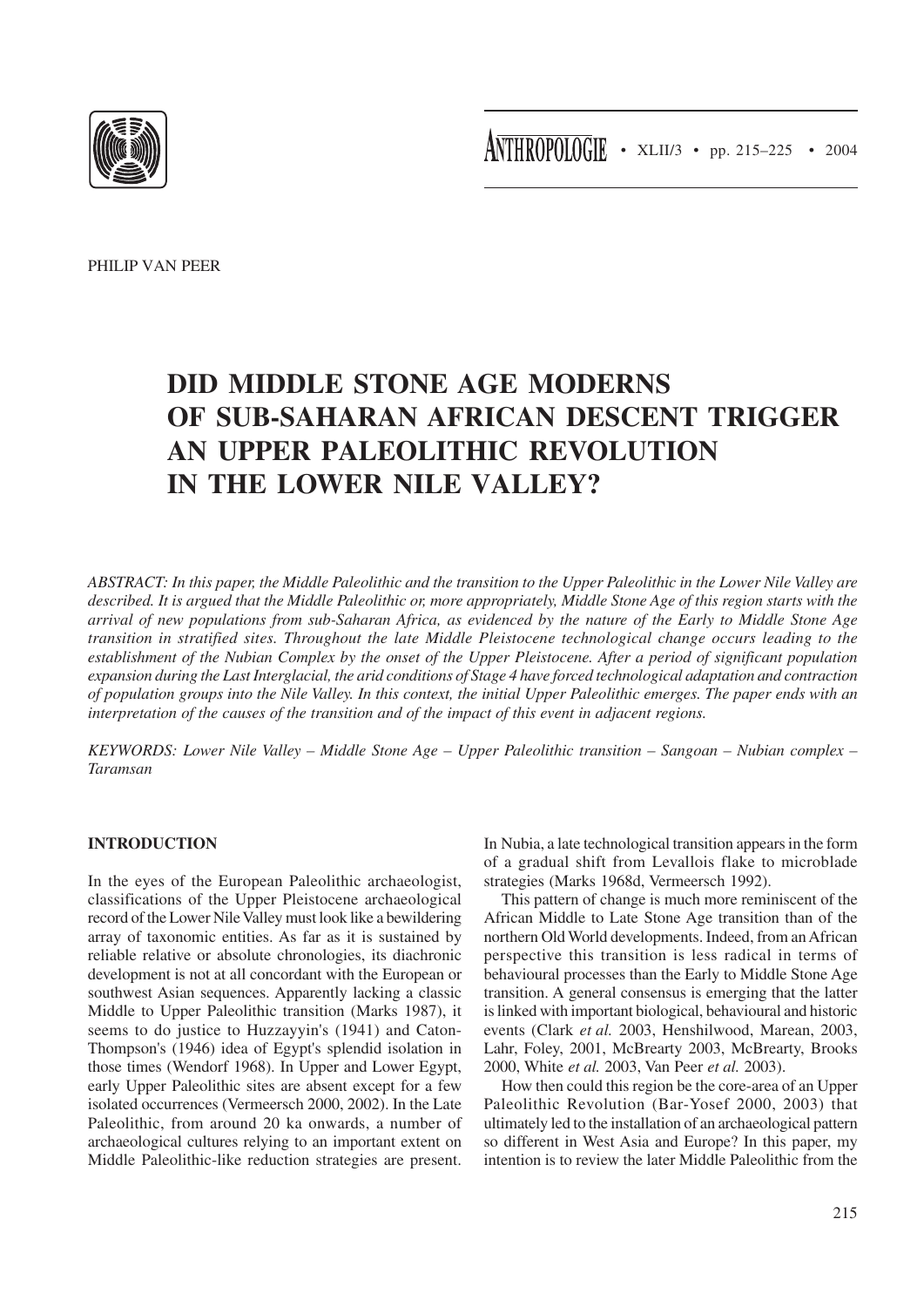PHILIP VAN PEER

# DID MIDDLE STONE AGE MODERNS OF SUB-SAHARAN AFRICAN DESCENT TRIGGER AN UPPER PALEOLITHIC REVOLUTION IN THE LOWER NILE VALLEY?

*ABSTRACT: In this paper, the Middle Paleolithic and the transition to the Upper Paleolithic in the Lower Nile Valley are described. It is argued that the Middle Paleolithic or, more appropriately, Middle Stone Age of this region starts with the arrival of new populations from sub-Saharan Africa, as evidenced by the nature of the Early to Middle Stone Age transition in stratified sites. Throughout the late Middle Pleistocene technological change occurs leading to the establishment of the Nubian Complex by the onset of the Upper Pleistocene. After a period of significant population expansion during the Last Interglacial, the arid conditions of Stage 4 have forced technological adaptation and contraction of population groups into the Nile Valley. In this context, the initial Upper Paleolithic emerges. The paper ends with an interpretation of the causes of the transition and of the impact of this event in adjacent regions.*

*KEYWORDS: Lower Nile Valley – Middle Stone Age – Upper Paleolithic transition – Sangoan – Nubian complex – Taramsan*

## INTRODUCTION

In the eyes of the European Paleolithic archaeologist, classifications of the Upper Pleistocene archaeological record of the Lower Nile Valley must look like a bewildering array of taxonomic entities. As far as it is sustained by reliable relative or absolute chronologies, its diachronic development is not at all concordant with the European or southwest Asian sequences. Apparently lacking a classic Middle to Upper Paleolithic transition (Marks 1987), it seems to do justice to Huzzayyin's (1941) and Caton-Thompson's (1946) idea of Egypt's splendid isolation in those times (Wendorf 1968). In Upper and Lower Egypt, early Upper Paleolithic sites are absent except for a few isolated occurrences (Vermeersch 2000, 2002). In the Late Paleolithic, from around 20 ka onwards, a number of archaeological cultures relying to an important extent on Middle Paleolithic-like reduction strategies are present. In Nubia, a late technological transition appears in the form of a gradual shift from Levallois flake to microblade strategies (Marks 1968d, Vermeersch 1992).

This pattern of change is much more reminiscent of the African Middle to Late Stone Age transition than of the northern Old World developments. Indeed, from an African perspective this transition is less radical in terms of behavioural processes than the Early to Middle Stone Age transition. A general consensus is emerging that the latter is linked with important biological, behavioural and historic events (Clark *et al.* 2003, Henshilwood, Marean, 2003, Lahr, Foley, 2001, McBrearty 2003, McBrearty, Brooks 2000, White *et al.* 2003, Van Peer *et al.* 2003).

How then could this region be the core-area of an Upper Paleolithic Revolution (Bar-Yosef 2000, 2003) that ultimately led to the installation of an archaeological pattern so different in West Asia and Europe? In this paper, my intention is to review the later Middle Paleolithic from the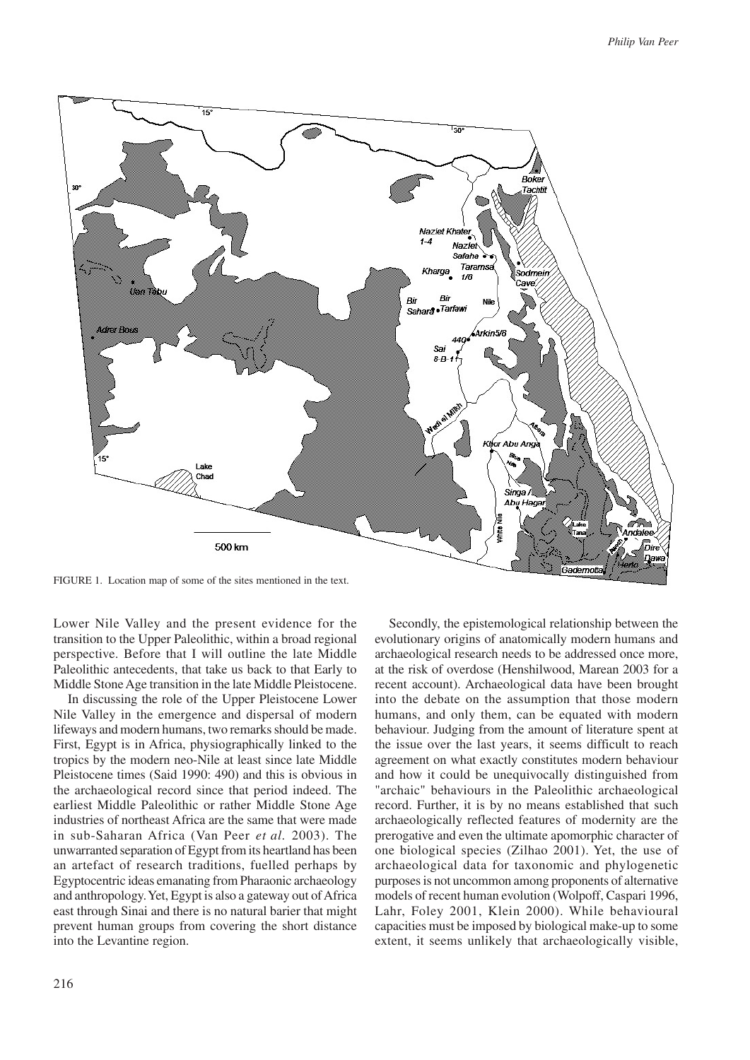FIGURE 1. Location map of some of the sites mentioned in the text.

Lower Nile Valley and the present evidence for the transition to the Upper Paleolithic, within a broad regional perspective. Before that I will outline the late Middle Paleolithic antecedents, that take us back to that Early to Middle Stone Age transition in the late Middle Pleistocene.

In discussing the role of the Upper Pleistocene Lower Nile Valley in the emergence and dispersal of modern lifeways and modern humans, two remarks should be made. First, Egypt is in Africa, physiographically linked to the tropics by the modern neo-Nile at least since late Middle Pleistocene times (Said 1990: 490) and this is obvious in the archaeological record since that period indeed. The earliest Middle Paleolithic or rather Middle Stone Age industries of northeast Africa are the same that were made in sub-Saharan Africa (Van Peer *et al.* 2003). The unwarranted separation of Egypt from its heartland has been an artefact of research traditions, fuelled perhaps by Egyptocentric ideas emanating from Pharaonic archaeology and anthropology. Yet, Egypt is also a gateway out of Africa east through Sinai and there is no natural barier that might prevent human groups from covering the short distance into the Levantine region.

Secondly, the epistemological relationship between the evolutionary origins of anatomically modern humans and archaeological research needs to be addressed once more, at the risk of overdose (Henshilwood, Marean 2003 for a recent account). Archaeological data have been brought into the debate on the assumption that those modern humans, and only them, can be equated with modern behaviour. Judging from the amount of literature spent at the issue over the last years, it seems difficult to reach agreement on what exactly constitutes modern behaviour and how it could be unequivocally distinguished from "archaic" behaviours in the Paleolithic archaeological record. Further, it is by no means established that such archaeologically reflected features of modernity are the prerogative and even the ultimate apomorphic character of one biological species (Zilhao 2001). Yet, the use of archaeological data for taxonomic and phylogenetic purposes is not uncommon among proponents of alternative models of recent human evolution (Wolpoff, Caspari 1996, Lahr, Foley 2001, Klein 2000). While behavioural capacities must be imposed by biological make-up to some extent, it seems unlikely that archaeologically visible,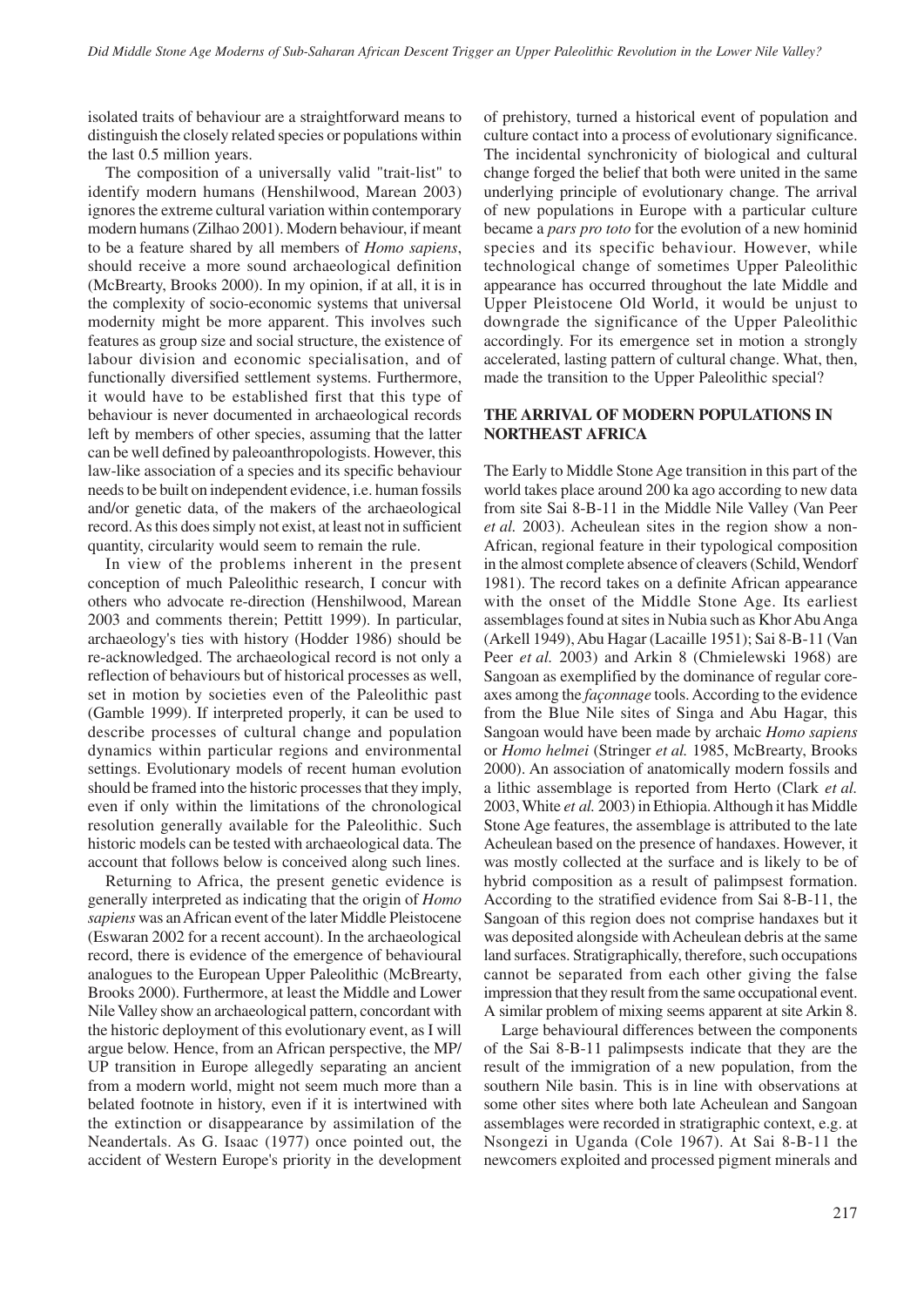isolated traits of behaviour are a straightforward means to distinguish the closely related species or populations within the last 0.5 million years.

The composition of a universally valid "trait-list" to identify modern humans (Henshilwood, Marean 2003) ignores the extreme cultural variation within contemporary modern humans (Zilhao 2001). Modern behaviour, if meant to be a feature shared by all members of *Homo sapiens*, should receive a more sound archaeological definition (McBrearty, Brooks 2000). In my opinion, if at all, it is in the complexity of socio-economic systems that universal modernity might be more apparent. This involves such features as group size and social structure, the existence of labour division and economic specialisation, and of functionally diversified settlement systems. Furthermore, it would have to be established first that this type of behaviour is never documented in archaeological records left by members of other species, assuming that the latter can be well defined by paleoanthropologists. However, this law-like association of a species and its specific behaviour needs to be built on independent evidence, i.e. human fossils and/or genetic data, of the makers of the archaeological record. As this does simply not exist, at least not in sufficient quantity, circularity would seem to remain the rule.

In view of the problems inherent in the present conception of much Paleolithic research, I concur with others who advocate re-direction (Henshilwood, Marean 2003 and comments therein; Pettitt 1999). In particular, archaeology's ties with history (Hodder 1986) should be re-acknowledged. The archaeological record is not only a reflection of behaviours but of historical processes as well, set in motion by societies even of the Paleolithic past (Gamble 1999). If interpreted properly, it can be used to describe processes of cultural change and population dynamics within particular regions and environmental settings. Evolutionary models of recent human evolution should be framed into the historic processes that they imply, even if only within the limitations of the chronological resolution generally available for the Paleolithic. Such historic models can be tested with archaeological data. The account that follows below is conceived along such lines.

Returning to Africa, the present genetic evidence is generally interpreted as indicating that the origin of *Homo sapiens* was an African event of the later Middle Pleistocene (Eswaran 2002 for a recent account). In the archaeological record, there is evidence of the emergence of behavioural analogues to the European Upper Paleolithic (McBrearty, Brooks 2000). Furthermore, at least the Middle and Lower Nile Valley show an archaeological pattern, concordant with the historic deployment of this evolutionary event, as I will argue below. Hence, from an African perspective, the MP/UP transition in Europe allegedly separating an ancient from a modern world, might not seem much more than a belated footnote in history, even if it is intertwined with the extinction or disappearance by assimilation of the Neandertals. As G. Isaac (1977) once pointed out, the accident of Western Europe's priority in the development of prehistory, turned a historical event of population and culture contact into a process of evolutionary significance. The incidental synchronicity of biological and cultural change forged the belief that both were united in the same underlying principle of evolutionary change. The arrival of new populations in Europe with a particular culture became a *pars pro toto* for the evolution of a new hominid species and its specific behaviour. However, while technological change of sometimes Upper Paleolithic appearance has occurred throughout the late Middle and Upper Pleistocene Old World, it would be unjust to downgrade the significance of the Upper Paleolithic accordingly. For its emergence set in motion a strongly accelerated, lasting pattern of cultural change. What, then, made the transition to the Upper Paleolithic special?

## THE ARRIVAL OF MODERN POPULATIONS IN NORTHEAST AFRICA

The Early to Middle Stone Age transition in this part of the world takes place around 200 ka ago according to new data from site Sai 8-B-11 in the Middle Nile Valley (Van Peer *et al.* 2003). Acheulean sites in the region show a non-African, regional feature in their typological composition in the almost complete absence of cleavers (Schild, Wendorf 1981). The record takes on a definite African appearance with the onset of the Middle Stone Age. Its earliest assemblages found at sites in Nubia such as Khor Abu Anga (Arkell 1949), Abu Hagar (Lacaille 1951); Sai 8-B-11 (Van Peer *et al.* 2003) and Arkin 8 (Chmielewski 1968) are Sangoan as exemplified by the dominance of regular core-axes among the *façonnage* tools. According to the evidence from the Blue Nile sites of Singa and Abu Hagar, this Sangoan would have been made by archaic *Homo sapiens* or *Homo helmei* (Stringer *et al.* 1985, McBrearty, Brooks 2000). An association of anatomically modern fossils and a lithic assemblage is reported from Herto (Clark *et al.* 2003, White *et al.* 2003) in Ethiopia. Although it has Middle Stone Age features, the assemblage is attributed to the late Acheulean based on the presence of handaxes. However, it was mostly collected at the surface and is likely to be of hybrid composition as a result of palimpsest formation. According to the stratified evidence from Sai 8-B-11, the Sangoan of this region does not comprise handaxes but it was deposited alongside with Acheulean debris at the same land surfaces. Stratigraphically, therefore, such occupations cannot be separated from each other giving the false impression that they result from the same occupational event. A similar problem of mixing seems apparent at site Arkin 8.

Large behavioural differences between the components of the Sai 8-B-11 palimpsests indicate that they are the result of the immigration of a new population, from the southern Nile basin. This is in line with observations at some other sites where both late Acheulean and Sangoan assemblages were recorded in stratigraphic context, e.g. at Nsongezi in Uganda (Cole 1967). At Sai 8-B-11 the newcomers exploited and processed pigment minerals and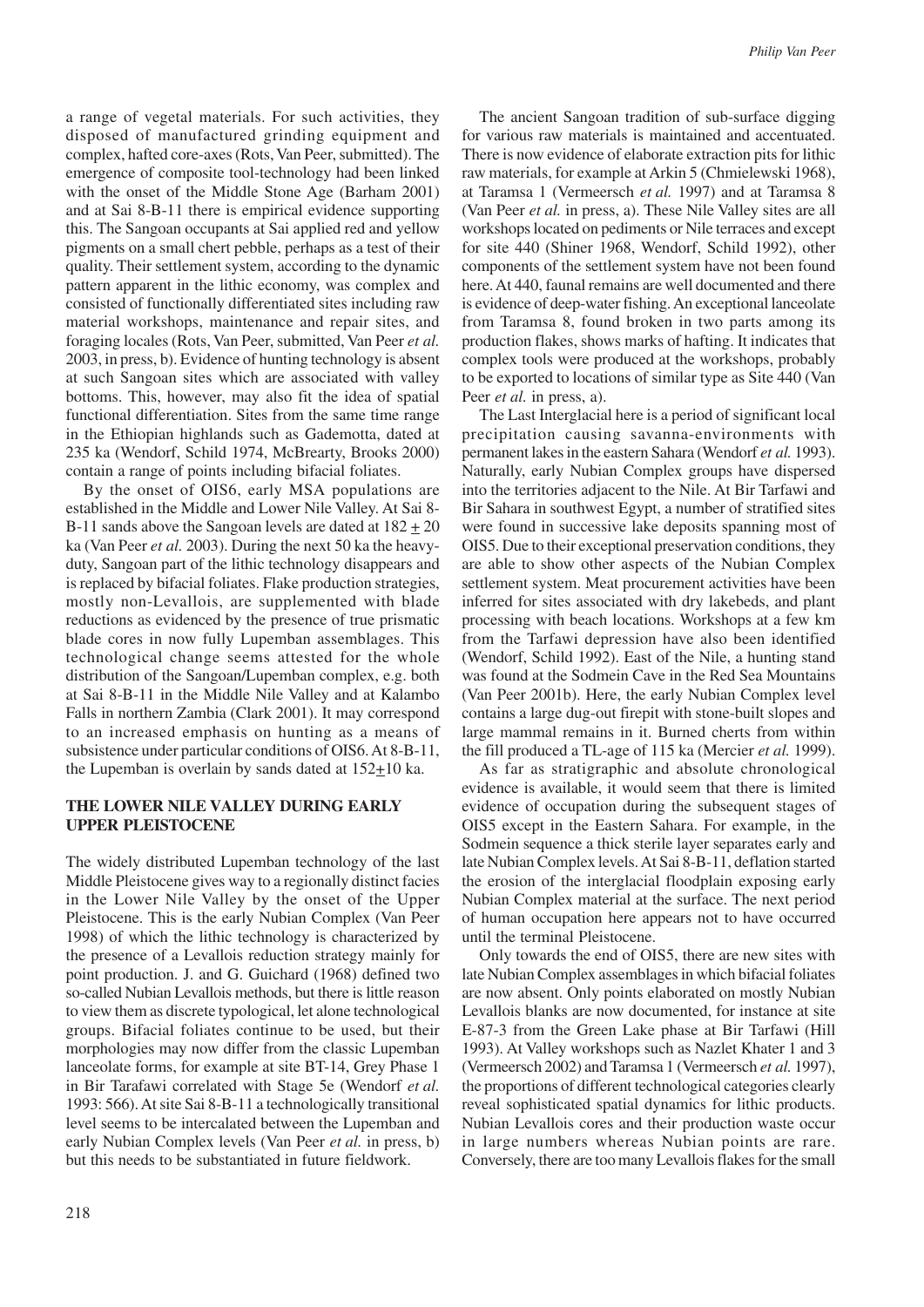a range of vegetal materials. For such activities, they disposed of manufactured grinding equipment and complex, hafted core-axes (Rots, Van Peer, submitted). The emergence of composite tool-technology had been linked with the onset of the Middle Stone Age (Barham 2001) and at Sai 8-B-11 there is empirical evidence supporting this. The Sangoan occupants at Sai applied red and yellow pigments on a small chert pebble, perhaps as a test of their quality. Their settlement system, according to the dynamic pattern apparent in the lithic economy, was complex and consisted of functionally differentiated sites including raw material workshops, maintenance and repair sites, and foraging locales (Rots, Van Peer, submitted, Van Peer *et al.* 2003, in press, b). Evidence of hunting technology is absent at such Sangoan sites which are associated with valley bottoms. This, however, may also fit the idea of spatial functional differentiation. Sites from the same time range in the Ethiopian highlands such as Gademotta, dated at 235 ka (Wendorf, Schild 1974, McBrearty, Brooks 2000) contain a range of points including bifacial foliates.

By the onset of OIS6, early MSA populations are established in the Middle and Lower Nile Valley. At Sai 8-B-11 sands above the Sangoan levels are dated at 182 $\pm$ 20 ka (Van Peer *et al.* 2003). During the next 50 ka the heavy-duty, Sangoan part of the lithic technology disappears and is replaced by bifacial foliates. Flake production strategies, mostly non-Levallois, are supplemented with blade reductions as evidenced by the presence of true prismatic blade cores in now fully Lupemban assemblages. This technological change seems attested for the whole distribution of the Sangoan/Lupemban complex, e.g. both at Sai 8-B-11 in the Middle Nile Valley and at Kalambo Falls in northern Zambia (Clark 2001). It may correspond to an increased emphasis on hunting as a means of subsistence under particular conditions of OIS6. At 8-B-11, the Lupemban is overlain by sands dated at 152$\pm$10 ka.

## THE LOWER NILE VALLEY DURING EARLY UPPER PLEISTOCENE

The widely distributed Lupemban technology of the last Middle Pleistocene gives way to a regionally distinct facies in the Lower Nile Valley by the onset of the Upper Pleistocene. This is the early Nubian Complex (Van Peer 1998) of which the lithic technology is characterized by the presence of a Levallois reduction strategy mainly for point production. J. and G. Guichard (1968) defined two so-called Nubian Levallois methods, but there is little reason to view them as discrete typological, let alone technological groups. Bifacial foliates continue to be used, but their morphologies may now differ from the classic Lupemban lanceolate forms, for example at site BT-14, Grey Phase 1 in Bir Tarafawi correlated with Stage 5e (Wendorf *et al.* 1993: 566). At site Sai 8-B-11 a technologically transitional level seems to be intercalated between the Lupemban and early Nubian Complex levels (Van Peer *et al.* in press, b) but this needs to be substantiated in future fieldwork.

The ancient Sangoan tradition of sub-surface digging for various raw materials is maintained and accentuated. There is now evidence of elaborate extraction pits for lithic raw materials, for example at Arkin 5 (Chmielewski 1968), at Taramsa 1 (Vermeersch *et al.* 1997) and at Taramsa 8 (Van Peer *et al.* in press, a). These Nile Valley sites are all workshops located on pediments or Nile terraces and except for site 440 (Shiner 1968, Wendorf, Schild 1992), other components of the settlement system have not been found here. At 440, faunal remains are well documented and there is evidence of deep-water fishing. An exceptional lanceolate from Taramsa 8, found broken in two parts among its production flakes, shows marks of hafting. It indicates that complex tools were produced at the workshops, probably to be exported to locations of similar type as Site 440 (Van Peer *et al.* in press, a).

The Last Interglacial here is a period of significant local precipitation causing savanna-environments with permanent lakes in the eastern Sahara (Wendorf *et al.* 1993). Naturally, early Nubian Complex groups have dispersed into the territories adjacent to the Nile. At Bir Tarfawi and Bir Sahara in southwest Egypt, a number of stratified sites were found in successive lake deposits spanning most of OIS5. Due to their exceptional preservation conditions, they are able to show other aspects of the Nubian Complex settlement system. Meat procurement activities have been inferred for sites associated with dry lakebeds, and plant processing with beach locations. Workshops at a few km from the Tarfawi depression have also been identified (Wendorf, Schild 1992). East of the Nile, a hunting stand was found at the Sodmein Cave in the Red Sea Mountains (Van Peer 2001b). Here, the early Nubian Complex level contains a large dug-out firepit with stone-built slopes and large mammal remains in it. Burned cherts from within the fill produced a TL-age of 115 ka (Mercier *et al.* 1999).

As far as stratigraphic and absolute chronological evidence is available, it would seem that there is limited evidence of occupation during the subsequent stages of OIS5 except in the Eastern Sahara. For example, in the Sodmein sequence a thick sterile layer separates early and late Nubian Complex levels. At Sai 8-B-11, deflation started the erosion of the interglacial floodplain exposing early Nubian Complex material at the surface. The next period of human occupation here appears not to have occurred until the terminal Pleistocene.

Only towards the end of OIS5, there are new sites with late Nubian Complex assemblages in which bifacial foliates are now absent. Only points elaborated on mostly Nubian Levallois blanks are now documented, for instance at site E-87-3 from the Green Lake phase at Bir Tarfawi (Hill 1993). At Valley workshops such as Nazlet Khater 1 and 3 (Vermeersch 2002) and Taramsa 1 (Vermeersch *et al.* 1997), the proportions of different technological categories clearly reveal sophisticated spatial dynamics for lithic products. Nubian Levallois cores and their production waste occur in large numbers whereas Nubian points are rare. Conversely, there are too many Levallois flakes for the small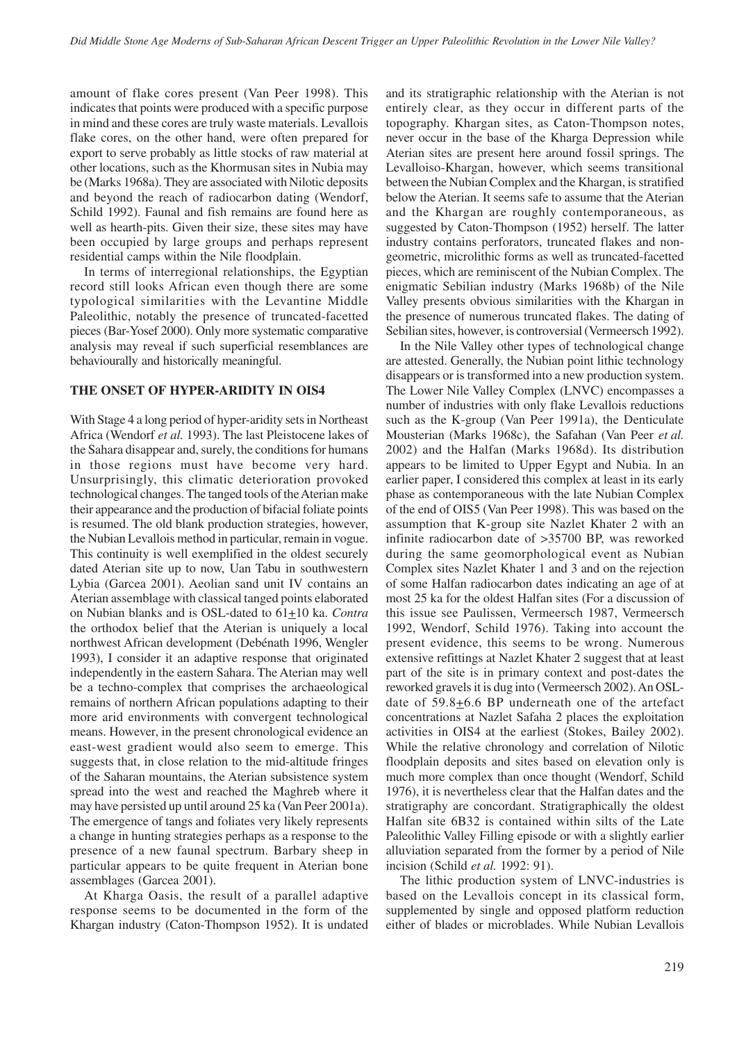amount of flake cores present (Van Peer 1998). This indicates that points were produced with a specific purpose in mind and these cores are truly waste materials. Levallois flake cores, on the other hand, were often prepared for export to serve probably as little stocks of raw material at other locations, such as the Khormusan sites in Nubia may be (Marks 1968a). They are associated with Nilotic deposits and beyond the reach of radiocarbon dating (Wendorf, Schild 1992). Faunal and fish remains are found here as well as hearth-pits. Given their size, these sites may have been occupied by large groups and perhaps represent residential camps within the Nile floodplain.

In terms of interregional relationships, the Egyptian record still looks African even though there are some typological similarities with the Levantine Middle Paleolithic, notably the presence of truncated-facetted pieces (Bar-Yosef 2000). Only more systematic comparative analysis may reveal if such superficial resemblances are behaviourally and historically meaningful.

## THE ONSET OF HYPER-ARIDITY IN OIS4

With Stage 4 a long period of hyper-aridity sets in Northeast Africa (Wendorf *et al.* 1993). The last Pleistocene lakes of the Sahara disappear and, surely, the conditions for humans in those regions must have become very hard. Unsurprisingly, this climatic deterioration provoked technological changes. The tanged tools of the Aterian make their appearance and the production of bifacial foliate points is resumed. The old blank production strategies, however, the Nubian Levallois method in particular, remain in vogue. This continuity is well exemplified in the oldest securely dated Aterian site up to now, Uan Tabu in southwestern Lybia (Garcea 2001). Aeolian sand unit IV contains an Aterian assemblage with classical tanged points elaborated on Nubian blanks and is OSL-dated to 61±10 ka. *Contra* the orthodox belief that the Aterian is uniquely a local northwest African development (Debénath 1996, Wengler 1993), I consider it an adaptive response that originated independently in the eastern Sahara. The Aterian may well be a techno-complex that comprises the archaeological remains of northern African populations adapting to their more arid environments with convergent technological means. However, in the present chronological evidence an east-west gradient would also seem to emerge. This suggests that, in close relation to the mid-altitude fringes of the Saharan mountains, the Aterian subsistence system spread into the west and reached the Maghreb where it may have persisted up until around 25 ka (Van Peer 2001a). The emergence of tangs and foliates very likely represents a change in hunting strategies perhaps as a response to the presence of a new faunal spectrum. Barbary sheep in particular appears to be quite frequent in Aterian bone assemblages (Garcea 2001).

At Kharga Oasis, the result of a parallel adaptive response seems to be documented in the form of the Khargan industry (Caton-Thompson 1952). It is undated and its stratigraphic relationship with the Aterian is not entirely clear, as they occur in different parts of the topography. Khargan sites, as Caton-Thompson notes, never occur in the base of the Kharga Depression while Aterian sites are present here around fossil springs. The Levalloiso-Khargan, however, which seems transitional between the Nubian Complex and the Khargan, is stratified below the Aterian. It seems safe to assume that the Aterian and the Khargan are roughly contemporaneous, as suggested by Caton-Thompson (1952) herself. The latter industry contains perforators, truncated flakes and non-geometric, microlithic forms as well as truncated-facetted pieces, which are reminiscent of the Nubian Complex. The enigmatic Sebilian industry (Marks 1968b) of the Nile Valley presents obvious similarities with the Khargan in the presence of numerous truncated flakes. The dating of Sebilian sites, however, is controversial (Vermeersch 1992).

In the Nile Valley other types of technological change are attested. Generally, the Nubian point lithic technology disappears or is transformed into a new production system. The Lower Nile Valley Complex (LNVC) encompasses a number of industries with only flake Levallois reductions such as the K-group (Van Peer 1991a), the Denticulate Mousterian (Marks 1968c), the Safahan (Van Peer *et al.* 2002) and the Halfan (Marks 1968d). Its distribution appears to be limited to Upper Egypt and Nubia. In an earlier paper, I considered this complex at least in its early phase as contemporaneous with the late Nubian Complex of the end of OIS5 (Van Peer 1998). This was based on the assumption that K-group site Nazlet Khater 2 with an infinite radiocarbon date of >35700 BP, was reworked during the same geomorphological event as Nubian Complex sites Nazlet Khater 1 and 3 and on the rejection of some Halfan radiocarbon dates indicating an age of at most 25 ka for the oldest Halfan sites (For a discussion of this issue see Paulissen, Vermeersch 1987, Vermeersch 1992, Wendorf, Schild 1976). Taking into account the present evidence, this seems to be wrong. Numerous extensive refittings at Nazlet Khater 2 suggest that at least part of the site is in primary context and post-dates the reworked gravels it is dug into (Vermeersch 2002). An OSL-date of 59.8±6.6 BP underneath one of the artefact concentrations at Nazlet Safaha 2 places the exploitation activities in OIS4 at the earliest (Stokes, Bailey 2002). While the relative chronology and correlation of Nilotic floodplain deposits and sites based on elevation only is much more complex than once thought (Wendorf, Schild 1976), it is nevertheless clear that the Halfan dates and the stratigraphy are concordant. Stratigraphically the oldest Halfan site 6B32 is contained within silts of the Late Paleolithic Valley Filling episode or with a slightly earlier alluviation separated from the former by a period of Nile incision (Schild *et al.* 1992: 91).

The lithic production system of LNVC-industries is based on the Levallois concept in its classical form, supplemented by single and opposed platform reduction either of blades or microblades. While Nubian Levallois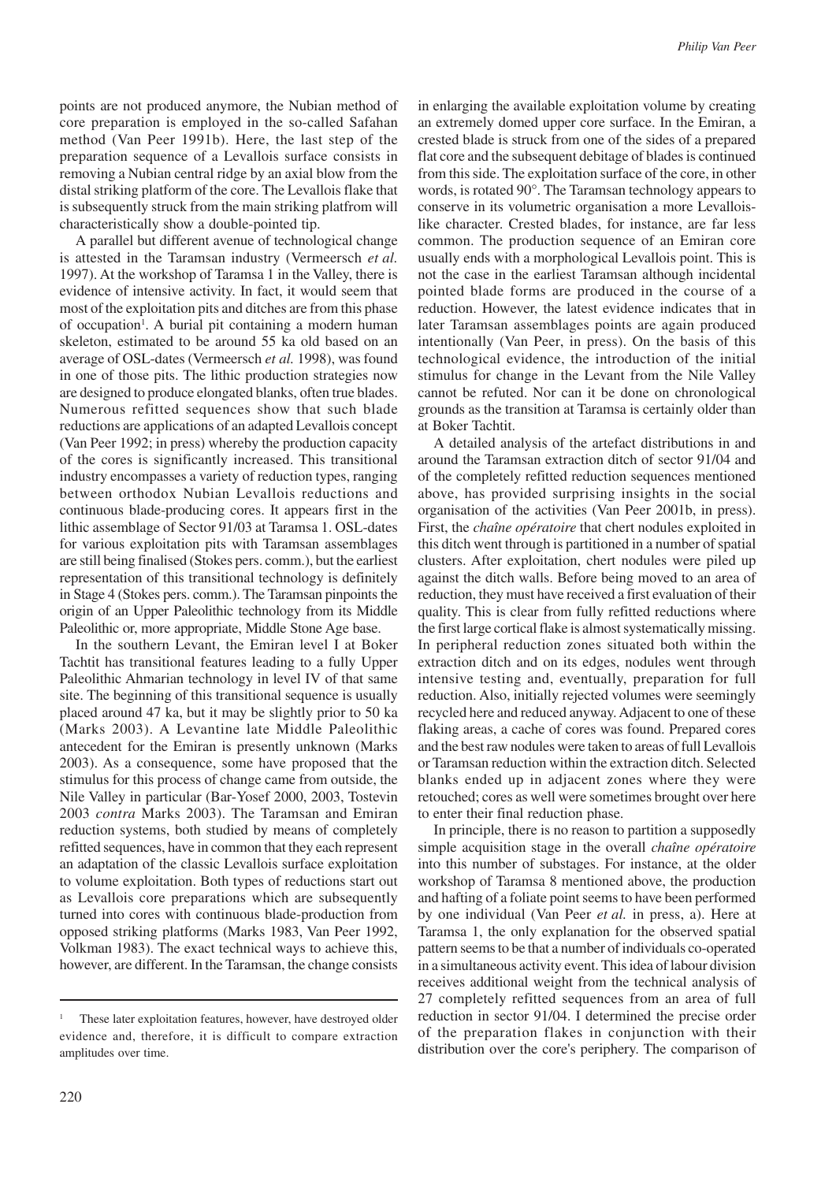points are not produced anymore, the Nubian method of core preparation is employed in the so-called Safahan method (Van Peer 1991b). Here, the last step of the preparation sequence of a Levallois surface consists in removing a Nubian central ridge by an axial blow from the distal striking platform of the core. The Levallois flake that is subsequently struck from the main striking platfrom will characteristically show a double-pointed tip.

A parallel but different avenue of technological change is attested in the Taramsan industry (Vermeersch *et al.* 1997). At the workshop of Taramsa 1 in the Valley, there is evidence of intensive activity. In fact, it would seem that most of the exploitation pits and ditches are from this phase of occupation[1]. A burial pit containing a modern human skeleton, estimated to be around 55 ka old based on an average of OSL-dates (Vermeersch *et al.* 1998), was found in one of those pits. The lithic production strategies now are designed to produce elongated blanks, often true blades. Numerous refitted sequences show that such blade reductions are applications of an adapted Levallois concept (Van Peer 1992; in press) whereby the production capacity of the cores is significantly increased. This transitional industry encompasses a variety of reduction types, ranging between orthodox Nubian Levallois reductions and continuous blade-producing cores. It appears first in the lithic assemblage of Sector 91/03 at Taramsa 1. OSL-dates for various exploitation pits with Taramsan assemblages are still being finalised (Stokes pers. comm.), but the earliest representation of this transitional technology is definitely in Stage 4 (Stokes pers. comm.). The Taramsan pinpoints the origin of an Upper Paleolithic technology from its Middle Paleolithic or, more appropriate, Middle Stone Age base.

In the southern Levant, the Emiran level I at Boker Tachtit has transitional features leading to a fully Upper Paleolithic Ahmarian technology in level IV of that same site. The beginning of this transitional sequence is usually placed around 47 ka, but it may be slightly prior to 50 ka (Marks 2003). A Levantine late Middle Paleolithic antecedent for the Emiran is presently unknown (Marks 2003). As a consequence, some have proposed that the stimulus for this process of change came from outside, the Nile Valley in particular (Bar-Yosef 2000, 2003, Tostevin 2003 *contra* Marks 2003). The Taramsan and Emiran reduction systems, both studied by means of completely refitted sequences, have in common that they each represent an adaptation of the classic Levallois surface exploitation to volume exploitation. Both types of reductions start out as Levallois core preparations which are subsequently turned into cores with continuous blade-production from opposed striking platforms (Marks 1983, Van Peer 1992, Volkman 1983). The exact technical ways to achieve this, however, are different. In the Taramsan, the change consists in enlarging the available exploitation volume by creating an extremely domed upper core surface. In the Emiran, a crested blade is struck from one of the sides of a prepared flat core and the subsequent debitage of blades is continued from this side. The exploitation surface of the core, in other words, is rotated 90°. The Taramsan technology appears to conserve in its volumetric organisation a more Levallois-like character. Crested blades, for instance, are far less common. The production sequence of an Emiran core usually ends with a morphological Levallois point. This is not the case in the earliest Taramsan although incidental pointed blade forms are produced in the course of a reduction. However, the latest evidence indicates that in later Taramsan assemblages points are again produced intentionally (Van Peer, in press). On the basis of this technological evidence, the introduction of the initial stimulus for change in the Levant from the Nile Valley cannot be refuted. Nor can it be done on chronological grounds as the transition at Taramsa is certainly older than at Boker Tachtit.

A detailed analysis of the artefact distributions in and around the Taramsan extraction ditch of sector 91/04 and of the completely refitted reduction sequences mentioned above, has provided surprising insights in the social organisation of the activities (Van Peer 2001b, in press). First, the *chaîne opératoire* that chert nodules exploited in this ditch went through is partitioned in a number of spatial clusters. After exploitation, chert nodules were piled up against the ditch walls. Before being moved to an area of reduction, they must have received a first evaluation of their quality. This is clear from fully refitted reductions where the first large cortical flake is almost systematically missing. In peripheral reduction zones situated both within the extraction ditch and on its edges, nodules went through intensive testing and, eventually, preparation for full reduction. Also, initially rejected volumes were seemingly recycled here and reduced anyway. Adjacent to one of these flaking areas, a cache of cores was found. Prepared cores and the best raw nodules were taken to areas of full Levallois or Taramsan reduction within the extraction ditch. Selected blanks ended up in adjacent zones where they were retouched; cores as well were sometimes brought over here to enter their final reduction phase.

In principle, there is no reason to partition a supposedly simple acquisition stage in the overall *chaîne opératoire* into this number of substages. For instance, at the older workshop of Taramsa 8 mentioned above, the production and hafting of a foliate point seems to have been performed by one individual (Van Peer *et al.* in press, a). Here at Taramsa 1, the only explanation for the observed spatial pattern seems to be that a number of individuals co-operated in a simultaneous activity event. This idea of labour division receives additional weight from the technical analysis of 27 completely refitted sequences from an area of full reduction in sector 91/04. I determined the precise order of the preparation flakes in conjunction with their distribution over the core's periphery. The comparison of

[1] These later exploitation features, however, have destroyed older evidence and, therefore, it is difficult to compare extraction amplitudes over time.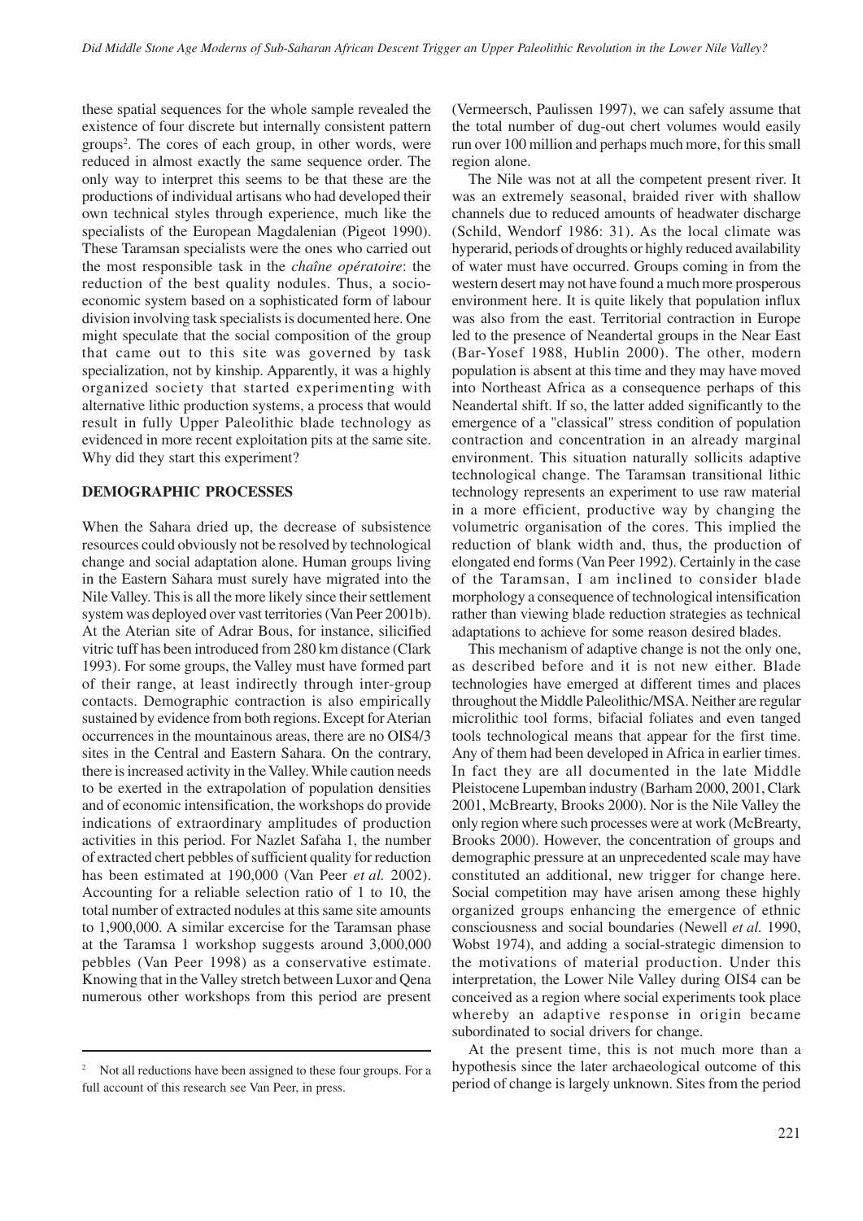these spatial sequences for the whole sample revealed the existence of four discrete but internally consistent pattern groups[2]. The cores of each group, in other words, were reduced in almost exactly the same sequence order. The only way to interpret this seems to be that these are the productions of individual artisans who had developed their own technical styles through experience, much like the specialists of the European Magdalenian (Pigeot 1990). These Taramsan specialists were the ones who carried out the most responsible task in the *chaîne opératoire*: the reduction of the best quality nodules. Thus, a socio-economic system based on a sophisticated form of labour division involving task specialists is documented here. One might speculate that the social composition of the group that came out to this site was governed by task specialization, not by kinship. Apparently, it was a highly organized society that started experimenting with alternative lithic production systems, a process that would result in fully Upper Paleolithic blade technology as evidenced in more recent exploitation pits at the same site. Why did they start this experiment?

## DEMOGRAPHIC PROCESSES

When the Sahara dried up, the decrease of subsistence resources could obviously not be resolved by technological change and social adaptation alone. Human groups living in the Eastern Sahara must surely have migrated into the Nile Valley. This is all the more likely since their settlement system was deployed over vast territories (Van Peer 2001b). At the Aterian site of Adrar Bous, for instance, silicified vitric tuff has been introduced from 280 km distance (Clark 1993). For some groups, the Valley must have formed part of their range, at least indirectly through inter-group contacts. Demographic contraction is also empirically sustained by evidence from both regions. Except for Aterian occurrences in the mountainous areas, there are no OIS4/3 sites in the Central and Eastern Sahara. On the contrary, there is increased activity in the Valley. While caution needs to be exerted in the extrapolation of population densities and of economic intensification, the workshops do provide indications of extraordinary amplitudes of production activities in this period. For Nazlet Safaha 1, the number of extracted chert pebbles of sufficient quality for reduction has been estimated at 190,000 (Van Peer *et al.* 2002). Accounting for a reliable selection ratio of 1 to 10, the total number of extracted nodules at this same site amounts to 1,900,000. A similar excercise for the Taramsan phase at the Taramsa 1 workshop suggests around 3,000,000 pebbles (Van Peer 1998) as a conservative estimate. Knowing that in the Valley stretch between Luxor and Qena numerous other workshops from this period are present (Vermeersch, Paulissen 1997), we can safely assume that the total number of dug-out chert volumes would easily run over 100 million and perhaps much more, for this small region alone.

The Nile was not at all the competent present river. It was an extremely seasonal, braided river with shallow channels due to reduced amounts of headwater discharge (Schild, Wendorf 1986: 31). As the local climate was hyperarid, periods of droughts or highly reduced availability of water must have occurred. Groups coming in from the western desert may not have found a much more prosperous environment here. It is quite likely that population influx was also from the east. Territorial contraction in Europe led to the presence of Neandertal groups in the Near East (Bar-Yosef 1988, Hublin 2000). The other, modern population is absent at this time and they may have moved into Northeast Africa as a consequence perhaps of this Neandertal shift. If so, the latter added significantly to the emergence of a "classical" stress condition of population contraction and concentration in an already marginal environment. This situation naturally sollicits adaptive technological change. The Taramsan transitional lithic technology represents an experiment to use raw material in a more efficient, productive way by changing the volumetric organisation of the cores. This implied the reduction of blank width and, thus, the production of elongated end forms (Van Peer 1992). Certainly in the case of the Taramsan, I am inclined to consider blade morphology a consequence of technological intensification rather than viewing blade reduction strategies as technical adaptations to achieve for some reason desired blades.

This mechanism of adaptive change is not the only one, as described before and it is not new either. Blade technologies have emerged at different times and places throughout the Middle Paleolithic/MSA. Neither are regular microlithic tool forms, bifacial foliates and even tanged tools technological means that appear for the first time. Any of them had been developed in Africa in earlier times. In fact they are all documented in the late Middle Pleistocene Lupemban industry (Barham 2000, 2001, Clark 2001, McBrearty, Brooks 2000). Nor is the Nile Valley the only region where such processes were at work (McBrearty, Brooks 2000). However, the concentration of groups and demographic pressure at an unprecedented scale may have constituted an additional, new trigger for change here. Social competition may have arisen among these highly organized groups enhancing the emergence of ethnic consciousness and social boundaries (Newell *et al.* 1990, Wobst 1974), and adding a social-strategic dimension to the motivations of material production. Under this interpretation, the Lower Nile Valley during OIS4 can be conceived as a region where social experiments took place whereby an adaptive response in origin became subordinated to social drivers for change.

At the present time, this is not much more than a hypothesis since the later archaeological outcome of this period of change is largely unknown. Sites from the period

[2] Not all reductions have been assigned to these four groups. For a full account of this research see Van Peer, in press.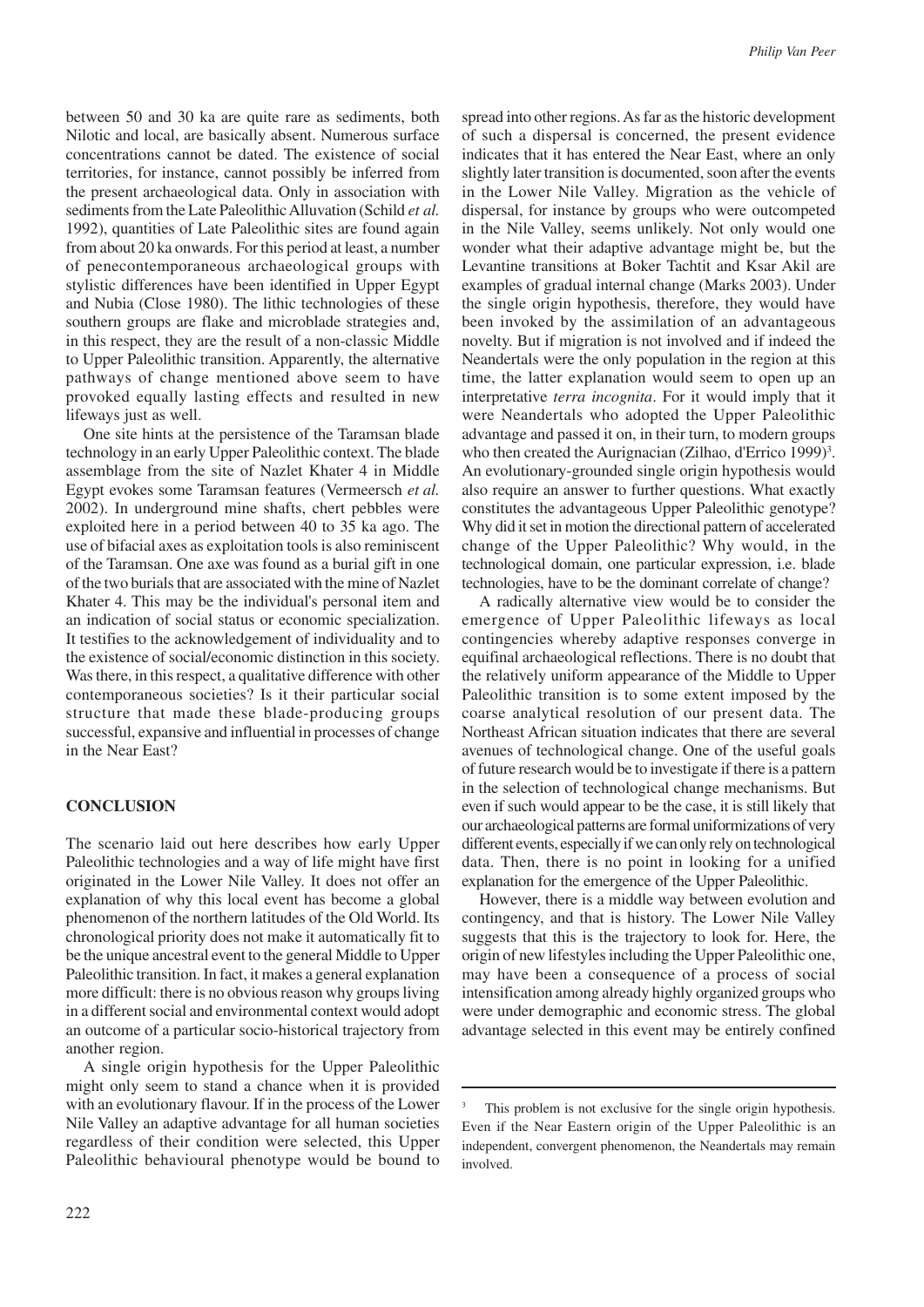between 50 and 30 ka are quite rare as sediments, both Nilotic and local, are basically absent. Numerous surface concentrations cannot be dated. The existence of social territories, for instance, cannot possibly be inferred from the present archaeological data. Only in association with sediments from the Late Paleolithic Alluvation (Schild *et al.* 1992), quantities of Late Paleolithic sites are found again from about 20 ka onwards. For this period at least, a number of penecontemporaneous archaeological groups with stylistic differences have been identified in Upper Egypt and Nubia (Close 1980). The lithic technologies of these southern groups are flake and microblade strategies and, in this respect, they are the result of a non-classic Middle to Upper Paleolithic transition. Apparently, the alternative pathways of change mentioned above seem to have provoked equally lasting effects and resulted in new lifeways just as well.

One site hints at the persistence of the Taramsan blade technology in an early Upper Paleolithic context. The blade assemblage from the site of Nazlet Khater 4 in Middle Egypt evokes some Taramsan features (Vermeersch *et al.* 2002). In underground mine shafts, chert pebbles were exploited here in a period between 40 to 35 ka ago. The use of bifacial axes as exploitation tools is also reminiscent of the Taramsan. One axe was found as a burial gift in one of the two burials that are associated with the mine of Nazlet Khater 4. This may be the individual's personal item and an indication of social status or economic specialization. It testifies to the acknowledgement of individuality and to the existence of social/economic distinction in this society. Was there, in this respect, a qualitative difference with other contemporaneous societies? Is it their particular social structure that made these blade-producing groups successful, expansive and influential in processes of change in the Near East?

## CONCLUSION

The scenario laid out here describes how early Upper Paleolithic technologies and a way of life might have first originated in the Lower Nile Valley. It does not offer an explanation of why this local event has become a global phenomenon of the northern latitudes of the Old World. Its chronological priority does not make it automatically fit to be the unique ancestral event to the general Middle to Upper Paleolithic transition. In fact, it makes a general explanation more difficult: there is no obvious reason why groups living in a different social and environmental context would adopt an outcome of a particular socio-historical trajectory from another region.

A single origin hypothesis for the Upper Paleolithic might only seem to stand a chance when it is provided with an evolutionary flavour. If in the process of the Lower Nile Valley an adaptive advantage for all human societies regardless of their condition were selected, this Upper Paleolithic behavioural phenotype would be bound to spread into other regions. As far as the historic development of such a dispersal is concerned, the present evidence indicates that it has entered the Near East, where an only slightly later transition is documented, soon after the events in the Lower Nile Valley. Migration as the vehicle of dispersal, for instance by groups who were outcompeted in the Nile Valley, seems unlikely. Not only would one wonder what their adaptive advantage might be, but the Levantine transitions at Boker Tachtit and Ksar Akil are examples of gradual internal change (Marks 2003). Under the single origin hypothesis, therefore, they would have been invoked by the assimilation of an advantageous novelty. But if migration is not involved and if indeed the Neandertals were the only population in the region at this time, the latter explanation would seem to open up an interpretative *terra incognita*. For it would imply that it were Neandertals who adopted the Upper Paleolithic advantage and passed it on, in their turn, to modern groups who then created the Aurignacian (Zilhao, d'Errico 1999)[3]. An evolutionary-grounded single origin hypothesis would also require an answer to further questions. What exactly constitutes the advantageous Upper Paleolithic genotype? Why did it set in motion the directional pattern of accelerated change of the Upper Paleolithic? Why would, in the technological domain, one particular expression, i.e. blade technologies, have to be the dominant correlate of change?

A radically alternative view would be to consider the emergence of Upper Paleolithic lifeways as local contingencies whereby adaptive responses converge in equifinal archaeological reflections. There is no doubt that the relatively uniform appearance of the Middle to Upper Paleolithic transition is to some extent imposed by the coarse analytical resolution of our present data. The Northeast African situation indicates that there are several avenues of technological change. One of the useful goals of future research would be to investigate if there is a pattern in the selection of technological change mechanisms. But even if such would appear to be the case, it is still likely that our archaeological patterns are formal uniformizations of very different events, especially if we can only rely on technological data. Then, there is no point in looking for a unified explanation for the emergence of the Upper Paleolithic.

However, there is a middle way between evolution and contingency, and that is history. The Lower Nile Valley suggests that this is the trajectory to look for. Here, the origin of new lifestyles including the Upper Paleolithic one, may have been a consequence of a process of social intensification among already highly organized groups who were under demographic and economic stress. The global advantage selected in this event may be entirely confined

[3] This problem is not exclusive for the single origin hypothesis. Even if the Near Eastern origin of the Upper Paleolithic is an independent, convergent phenomenon, the Neandertals may remain involved.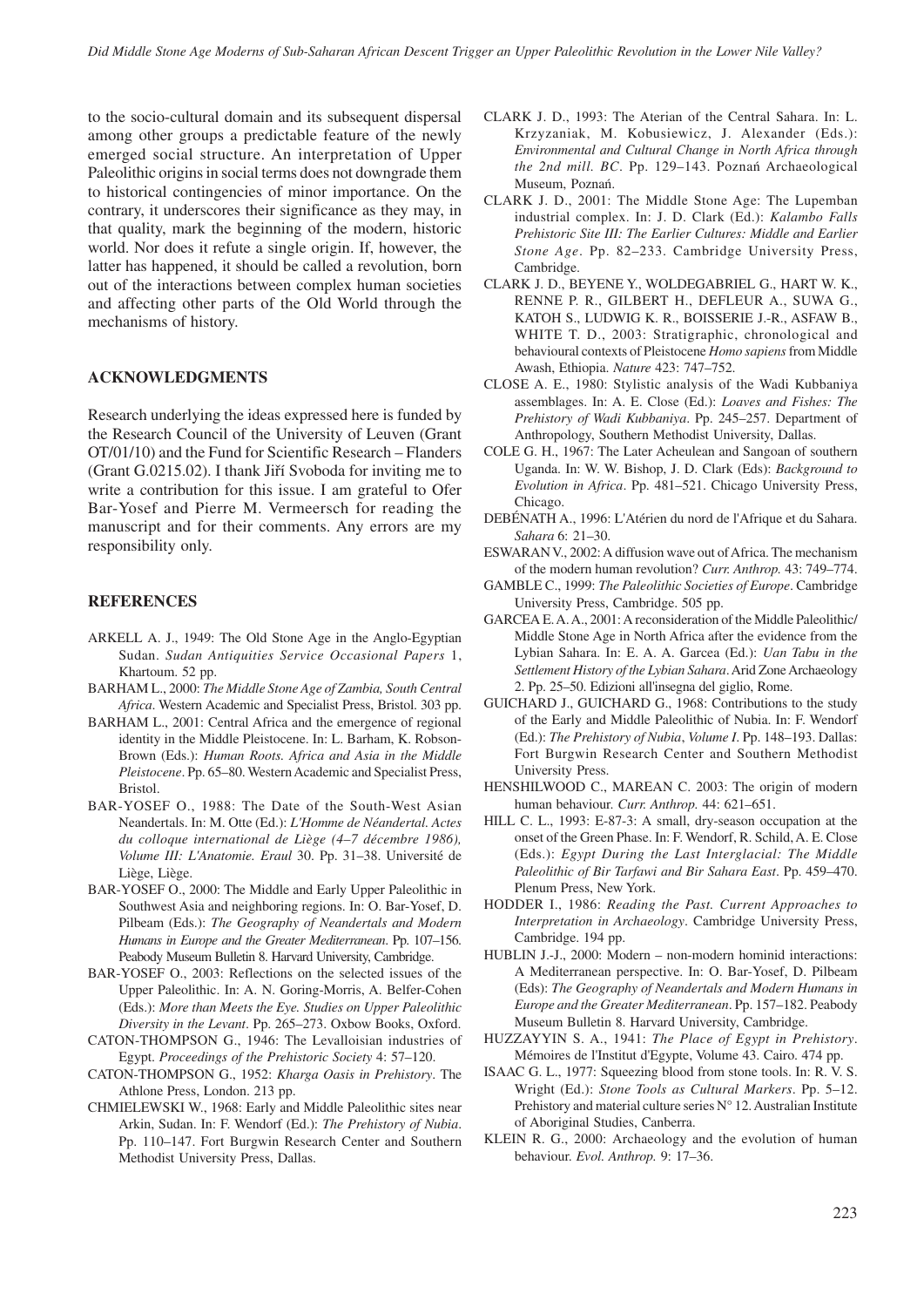to the socio-cultural domain and its subsequent dispersal among other groups a predictable feature of the newly emerged social structure. An interpretation of Upper Paleolithic origins in social terms does not downgrade them to historical contingencies of minor importance. On the contrary, it underscores their significance as they may, in that quality, mark the beginning of the modern, historic world. Nor does it refute a single origin. If, however, the latter has happened, it should be called a revolution, born out of the interactions between complex human societies and affecting other parts of the Old World through the mechanisms of history.

## ACKNOWLEDGMENTS

Research underlying the ideas expressed here is funded by the Research Council of the University of Leuven (Grant OT/01/10) and the Fund for Scientific Research – Flanders (Grant G.0215.02). I thank Jiří Svoboda for inviting me to write a contribution for this issue. I am grateful to Ofer Bar-Yosef and Pierre M. Vermeersch for reading the manuscript and for their comments. Any errors are my responsibility only.

## REFERENCES

ARKELL A. J., 1949: The Old Stone Age in the Anglo-Egyptian Sudan. *Sudan Antiquities Service Occasional Papers* 1, Khartoum. 52 pp.

BARHAM L., 2000: *The Middle Stone Age of Zambia, South Central Africa*. Western Academic and Specialist Press, Bristol. 303 pp.

BARHAM L., 2001: Central Africa and the emergence of regional identity in the Middle Pleistocene. In: L. Barham, K. Robson-Brown (Eds.): *Human Roots. Africa and Asia in the Middle Pleistocene*. Pp. 65–80. Western Academic and Specialist Press, Bristol.

BAR-YOSEF O., 1988: The Date of the South-West Asian Neandertals. In: M. Otte (Ed.): *L'Homme de Néandertal. Actes du colloque international de Liège (4–7 décembre 1986), Volume III: L'Anatomie. Eraul* 30. Pp. 31–38. Université de Liège, Liège.

BAR-YOSEF O., 2000: The Middle and Early Upper Paleolithic in Southwest Asia and neighboring regions. In: O. Bar-Yosef, D. Pilbeam (Eds.): *The Geography of Neandertals and Modern Humans in Europe and the Greater Mediterranean*. Pp. 107–156. Peabody Museum Bulletin 8. Harvard University, Cambridge.

BAR-YOSEF O., 2003: Reflections on the selected issues of the Upper Paleolithic. In: A. N. Goring-Morris, A. Belfer-Cohen (Eds.): *More than Meets the Eye. Studies on Upper Paleolithic Diversity in the Levant*. Pp. 265–273. Oxbow Books, Oxford.

CATON-THOMPSON G., 1946: The Levalloisian industries of Egypt. *Proceedings of the Prehistoric Society* 4: 57–120.

CATON-THOMPSON G., 1952: *Kharga Oasis in Prehistory*. The Athlone Press, London. 213 pp.

CHMIELEWSKI W., 1968: Early and Middle Paleolithic sites near Arkin, Sudan. In: F. Wendorf (Ed.): *The Prehistory of Nubia*. Pp. 110–147. Fort Burgwin Research Center and Southern Methodist University Press, Dallas.

CLARK J. D., 1993: The Aterian of the Central Sahara. In: L. Krzyzaniak, M. Kobusiewicz, J. Alexander (Eds.): *Environmental and Cultural Change in North Africa through the 2nd mill. BC*. Pp. 129–143. Poznań Archaeological Museum, Poznań.

CLARK J. D., 2001: The Middle Stone Age: The Lupemban industrial complex. In: J. D. Clark (Ed.): *Kalambo Falls Prehistoric Site III: The Earlier Cultures: Middle and Earlier Stone Age*. Pp. 82–233. Cambridge University Press, Cambridge.

CLARK J. D., BEYENE Y., WOLDEGABRIEL G., HART W. K., RENNE P. R., GILBERT H., DEFLEUR A., SUWA G., KATOH S., LUDWIG K. R., BOISSERIE J.-R., ASFAW B., WHITE T. D., 2003: Stratigraphic, chronological and behavioural contexts of Pleistocene *Homo sapiens* from Middle Awash, Ethiopia. *Nature* 423: 747–752.

CLOSE A. E., 1980: Stylistic analysis of the Wadi Kubbaniya assemblages. In: A. E. Close (Ed.): *Loaves and Fishes: The Prehistory of Wadi Kubbaniya*. Pp. 245–257. Department of Anthropology, Southern Methodist University, Dallas.

COLE G. H., 1967: The Later Acheulean and Sangoan of southern Uganda. In: W. W. Bishop, J. D. Clark (Eds): *Background to Evolution in Africa*. Pp. 481–521. Chicago University Press, Chicago.

DEBÉNATH A., 1996: L'Atérien du nord de l'Afrique et du Sahara. *Sahara* 6: 21–30.

ESWARAN V., 2002: A diffusion wave out of Africa. The mechanism of the modern human revolution? *Curr. Anthrop.* 43: 749–774.

GAMBLE C., 1999: *The Paleolithic Societies of Europe*. Cambridge University Press, Cambridge. 505 pp.

GARCEA E. A. A., 2001: A reconsideration of the Middle Paleolithic/ Middle Stone Age in North Africa after the evidence from the Lybian Sahara. In: E. A. A. Garcea (Ed.): *Uan Tabu in the Settlement History of the Lybian Sahara*. Arid Zone Archaeology 2. Pp. 25–50. Edizioni all'insegna del giglio, Rome.

GUICHARD J., GUICHARD G., 1968: Contributions to the study of the Early and Middle Paleolithic of Nubia. In: F. Wendorf (Ed.): *The Prehistory of Nubia*, *Volume I*. Pp. 148–193. Dallas: Fort Burgwin Research Center and Southern Methodist University Press.

HENSHILWOOD C., MAREAN C. 2003: The origin of modern human behaviour. *Curr. Anthrop.* 44: 621–651.

HILL C. L., 1993: E-87-3: A small, dry-season occupation at the onset of the Green Phase. In: F. Wendorf, R. Schild, A. E. Close (Eds.): *Egypt During the Last Interglacial: The Middle Paleolithic of Bir Tarfawi and Bir Sahara East*. Pp. 459–470. Plenum Press, New York.

HODDER I., 1986: *Reading the Past. Current Approaches to Interpretation in Archaeology*. Cambridge University Press, Cambridge. 194 pp.

HUBLIN J.-J., 2000: Modern – non-modern hominid interactions: A Mediterranean perspective. In: O. Bar-Yosef, D. Pilbeam (Eds): *The Geography of Neandertals and Modern Humans in Europe and the Greater Mediterranean*. Pp. 157–182. Peabody Museum Bulletin 8. Harvard University, Cambridge.

HUZZAYYIN S. A., 1941: *The Place of Egypt in Prehistory*. Mémoires de l'Institut d'Egypte, Volume 43. Cairo. 474 pp.

ISAAC G. L., 1977: Squeezing blood from stone tools. In: R. V. S. Wright (Ed.): *Stone Tools as Cultural Markers*. Pp. 5–12. Prehistory and material culture series N° 12. Australian Institute of Aboriginal Studies, Canberra.

KLEIN R. G., 2000: Archaeology and the evolution of human behaviour. *Evol. Anthrop.* 9: 17–36.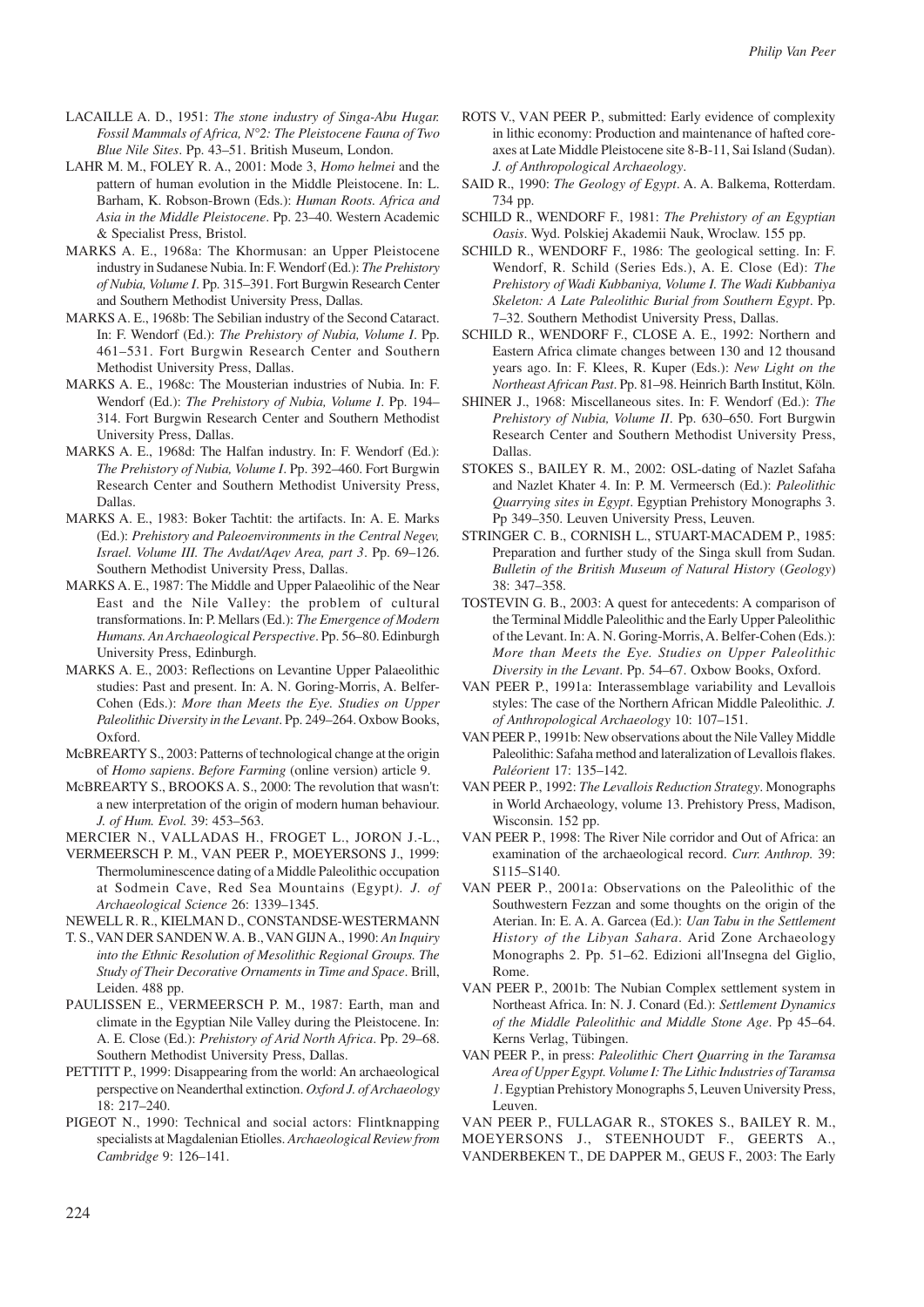LACAILLE A. D., 1951: *The stone industry of Singa-Abu Hugar. Fossil Mammals of Africa, N°2: The Pleistocene Fauna of Two Blue Nile Sites*. Pp. 43–51. British Museum, London.

LAHR M. M., FOLEY R. A., 2001: Mode 3, *Homo helmei* and the pattern of human evolution in the Middle Pleistocene. In: L. Barham, K. Robson-Brown (Eds.): *Human Roots. Africa and Asia in the Middle Pleistocene*. Pp. 23–40. Western Academic & Specialist Press, Bristol.

MARKS A. E., 1968a: The Khormusan: an Upper Pleistocene industry in Sudanese Nubia. In: F. Wendorf (Ed.): *The Prehistory of Nubia, Volume I*. Pp. 315–391. Fort Burgwin Research Center and Southern Methodist University Press, Dallas.

MARKS A. E., 1968b: The Sebilian industry of the Second Cataract. In: F. Wendorf (Ed.): *The Prehistory of Nubia, Volume I*. Pp. 461–531. Fort Burgwin Research Center and Southern Methodist University Press, Dallas.

MARKS A. E., 1968c: The Mousterian industries of Nubia. In: F. Wendorf (Ed.): *The Prehistory of Nubia, Volume I*. Pp. 194–314. Fort Burgwin Research Center and Southern Methodist University Press, Dallas.

MARKS A. E., 1968d: The Halfan industry. In: F. Wendorf (Ed.): *The Prehistory of Nubia, Volume I*. Pp. 392–460. Fort Burgwin Research Center and Southern Methodist University Press, Dallas.

MARKS A. E., 1983: Boker Tachtit: the artifacts. In: A. E. Marks (Ed.): *Prehistory and Paleoenvironments in the Central Negev, Israel. Volume III. The Avdat/Aqev Area, part 3*. Pp. 69–126. Southern Methodist University Press, Dallas.

MARKS A. E., 1987: The Middle and Upper Palaeolihic of the Near East and the Nile Valley: the problem of cultural transformations. In: P. Mellars (Ed.): *The Emergence of Modern Humans. An Archaeological Perspective*. Pp. 56–80. Edinburgh University Press, Edinburgh.

MARKS A. E., 2003: Reflections on Levantine Upper Palaeolithic studies: Past and present. In: A. N. Goring-Morris, A. Belfer-Cohen (Eds.): *More than Meets the Eye. Studies on Upper Paleolithic Diversity in the Levant*. Pp. 249–264. Oxbow Books, Oxford.

McBREARTY S., 2003: Patterns of technological change at the origin of *Homo sapiens*. *Before Farming* (online version) article 9.

McBREARTY S., BROOKS A. S., 2000: The revolution that wasn't: a new interpretation of the origin of modern human behaviour. *J. of Hum. Evol.* 39: 453–563.

MERCIER N., VALLADAS H., FROGET L., JORON J.-L., VERMEERSCH P. M., VAN PEER P., MOEYERSONS J., 1999: Thermoluminescence dating of a Middle Paleolithic occupation at Sodmein Cave, Red Sea Mountains (Egypt*). J. of Archaeological Science* 26: 1339–1345.

NEWELL R. R., KIELMAN D., CONSTANDSE-WESTERMANN T. S., VAN DER SANDEN W. A. B., VAN GIJN A., 1990: *An Inquiry into the Ethnic Resolution of Mesolithic Regional Groups. The Study of Their Decorative Ornaments in Time and Space*. Brill, Leiden. 488 pp.

PAULISSEN E., VERMEERSCH P. M., 1987: Earth, man and climate in the Egyptian Nile Valley during the Pleistocene. In: A. E. Close (Ed.): *Prehistory of Arid North Africa*. Pp. 29–68. Southern Methodist University Press, Dallas.

PETTITT P., 1999: Disappearing from the world: An archaeological perspective on Neanderthal extinction. *Oxford J. of Archaeology* 18: 217–240.

PIGEOT N., 1990: Technical and social actors: Flintknapping specialists at Magdalenian Etiolles. *Archaeological Review from Cambridge* 9: 126–141.

ROTS V., VAN PEER P., submitted: Early evidence of complexity in lithic economy: Production and maintenance of hafted core-axes at Late Middle Pleistocene site 8-B-11, Sai Island (Sudan). *J. of Anthropological Archaeology*.

SAID R., 1990: *The Geology of Egypt*. A. A. Balkema, Rotterdam. 734 pp.

SCHILD R., WENDORF F., 1981: *The Prehistory of an Egyptian Oasis*. Wyd. Polskiej Akademii Nauk, Wroclaw. 155 pp.

SCHILD R., WENDORF F., 1986: The geological setting. In: F. Wendorf, R. Schild (Series Eds.), A. E. Close (Ed): *The Prehistory of Wadi Kubbaniya, Volume I. The Wadi Kubbaniya Skeleton: A Late Paleolithic Burial from Southern Egypt*. Pp. 7–32. Southern Methodist University Press, Dallas.

SCHILD R., WENDORF F., CLOSE A. E., 1992: Northern and Eastern Africa climate changes between 130 and 12 thousand years ago. In: F. Klees, R. Kuper (Eds.): *New Light on the Northeast African Past*. Pp. 81–98. Heinrich Barth Institut, Köln.

SHINER J., 1968: Miscellaneous sites. In: F. Wendorf (Ed.): *The Prehistory of Nubia, Volume II*. Pp. 630–650. Fort Burgwin Research Center and Southern Methodist University Press, Dallas.

STOKES S., BAILEY R. M., 2002: OSL-dating of Nazlet Safaha and Nazlet Khater 4. In: P. M. Vermeersch (Ed.): *Paleolithic Quarrying sites in Egypt*. Egyptian Prehistory Monographs 3. Pp 349–350. Leuven University Press, Leuven.

STRINGER C. B., CORNISH L., STUART-MACADEM P., 1985: Preparation and further study of the Singa skull from Sudan. *Bulletin of the British Museum of Natural History* (*Geology*) 38: 347–358.

TOSTEVIN G. B., 2003: A quest for antecedents: A comparison of the Terminal Middle Paleolithic and the Early Upper Paleolithic of the Levant. In: A. N. Goring-Morris, A. Belfer-Cohen (Eds.): *More than Meets the Eye. Studies on Upper Paleolithic Diversity in the Levant*. Pp. 54–67. Oxbow Books, Oxford.

VAN PEER P., 1991a: Interassemblage variability and Levallois styles: The case of the Northern African Middle Paleolithic. *J. of Anthropological Archaeology* 10: 107–151.

VAN PEER P., 1991b: New observations about the Nile Valley Middle Paleolithic: Safaha method and lateralization of Levallois flakes. *Paléorient* 17: 135–142.

VAN PEER P., 1992: *The Levallois Reduction Strategy*. Monographs in World Archaeology, volume 13. Prehistory Press, Madison, Wisconsin. 152 pp.

VAN PEER P., 1998: The River Nile corridor and Out of Africa: an examination of the archaeological record. *Curr. Anthrop.* 39: S115–S140.

VAN PEER P., 2001a: Observations on the Paleolithic of the Southwestern Fezzan and some thoughts on the origin of the Aterian. In: E. A. A. Garcea (Ed.): *Uan Tabu in the Settlement History of the Libyan Sahara*. Arid Zone Archaeology Monographs 2. Pp. 51–62. Edizioni all'Insegna del Giglio, Rome.

VAN PEER P., 2001b: The Nubian Complex settlement system in Northeast Africa. In: N. J. Conard (Ed.): *Settlement Dynamics of the Middle Paleolithic and Middle Stone Age*. Pp 45–64. Kerns Verlag, Tübingen.

VAN PEER P., in press: *Paleolithic Chert Quarring in the Taramsa Area of Upper Egypt. Volume I: The Lithic Industries of Taramsa 1*. Egyptian Prehistory Monographs 5, Leuven University Press, Leuven.

VAN PEER P., FULLAGAR R., STOKES S., BAILEY R. M., MOEYERSONS J., STEENHOUDT F., GEERTS A., VANDERBEKEN T., DE DAPPER M., GEUS F., 2003: The Early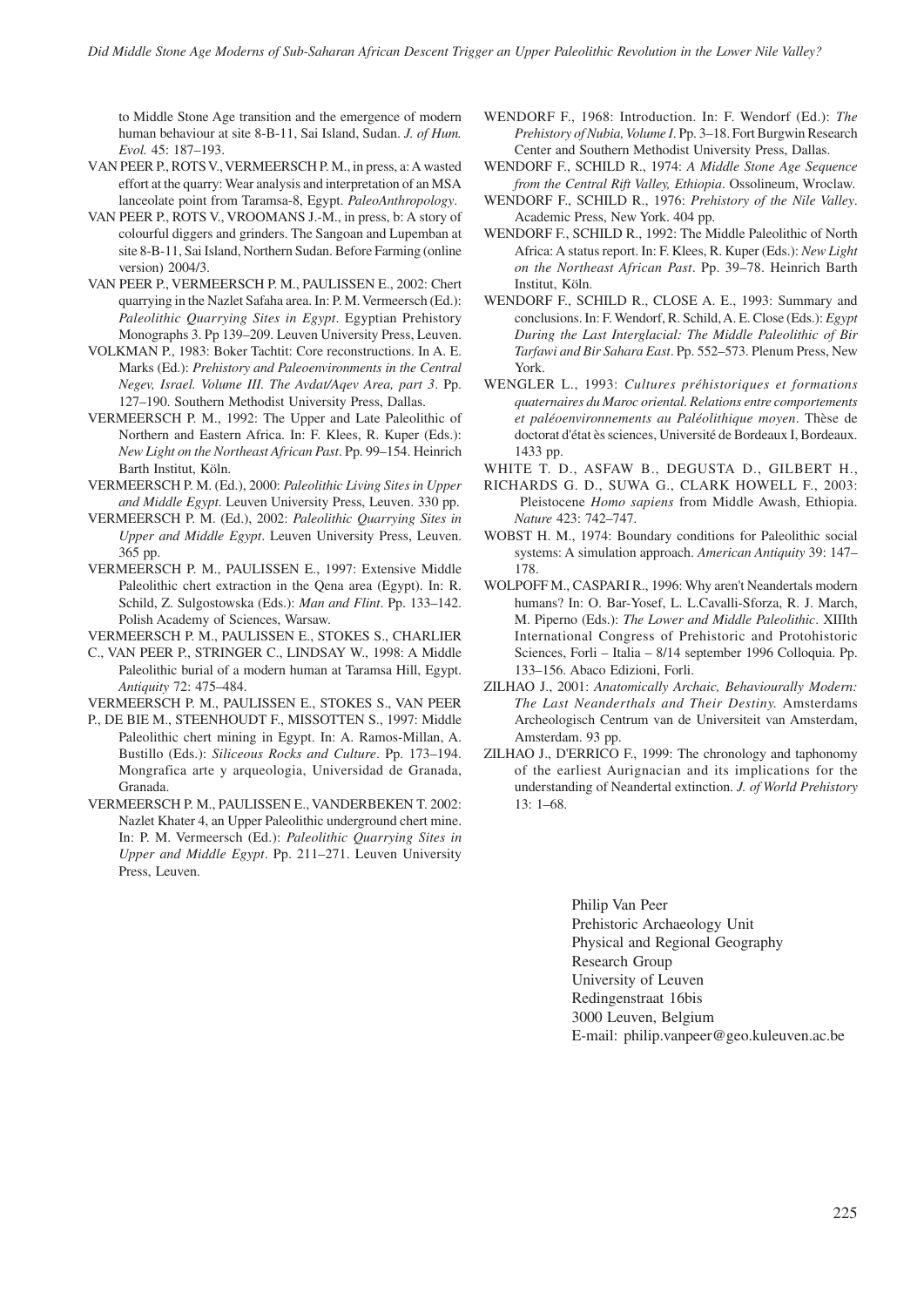to Middle Stone Age transition and the emergence of modern human behaviour at site 8-B-11, Sai Island, Sudan. *J. of Hum. Evol.* 45: 187–193.

VAN PEER P., ROTS V., VERMEERSCH P. M., in press, a: A wasted effort at the quarry: Wear analysis and interpretation of an MSA lanceolate point from Taramsa-8, Egypt. *PaleoAnthropology*.

VAN PEER P., ROTS V., VROOMANS J.-M., in press, b: A story of colourful diggers and grinders. The Sangoan and Lupemban at site 8-B-11, Sai Island, Northern Sudan. Before Farming (online version) 2004/3.

VAN PEER P., VERMEERSCH P. M., PAULISSEN E., 2002: Chert quarrying in the Nazlet Safaha area. In: P. M. Vermeersch (Ed.): *Paleolithic Quarrying Sites in Egypt*. Egyptian Prehistory Monographs 3. Pp 139–209. Leuven University Press, Leuven.

VOLKMAN P., 1983: Boker Tachtit: Core reconstructions. In A. E. Marks (Ed.): *Prehistory and Paleoenvironments in the Central Negev, Israel. Volume III. The Avdat/Aqev Area, part 3*. Pp. 127–190. Southern Methodist University Press, Dallas.

VERMEERSCH P. M., 1992: The Upper and Late Paleolithic of Northern and Eastern Africa. In: F. Klees, R. Kuper (Eds.): *New Light on the Northeast African Past*. Pp. 99–154. Heinrich Barth Institut, Köln.

VERMEERSCH P. M. (Ed.), 2000: *Paleolithic Living Sites in Upper and Middle Egypt*. Leuven University Press, Leuven. 330 pp.

VERMEERSCH P. M. (Ed.), 2002: *Paleolithic Quarrying Sites in Upper and Middle Egypt*. Leuven University Press, Leuven. 365 pp.

VERMEERSCH P. M., PAULISSEN E., 1997: Extensive Middle Paleolithic chert extraction in the Qena area (Egypt). In: R. Schild, Z. Sulgostowska (Eds.): *Man and Flint*. Pp. 133–142. Polish Academy of Sciences, Warsaw.

VERMEERSCH P. M., PAULISSEN E., STOKES S., CHARLIER C., VAN PEER P., STRINGER C., LINDSAY W., 1998: A Middle Paleolithic burial of a modern human at Taramsa Hill, Egypt. *Antiquity* 72: 475–484.

VERMEERSCH P. M., PAULISSEN E., STOKES S., VAN PEER P., DE BIE M., STEENHOUDT F., MISSOTTEN S., 1997: Middle Paleolithic chert mining in Egypt. In: A. Ramos-Millan, A. Bustillo (Eds.): *Siliceous Rocks and Culture*. Pp. 173–194. Mongrafica arte y arqueologia, Universidad de Granada, Granada.

VERMEERSCH P. M., PAULISSEN E., VANDERBEKEN T. 2002: Nazlet Khater 4, an Upper Paleolithic underground chert mine. In: P. M. Vermeersch (Ed.): *Paleolithic Quarrying Sites in Upper and Middle Egypt*. Pp. 211–271. Leuven University Press, Leuven.

WENDORF F., 1968: Introduction. In: F. Wendorf (Ed.): *The Prehistory of Nubia, Volume I*. Pp. 3–18. Fort Burgwin Research Center and Southern Methodist University Press, Dallas.

WENDORF F., SCHILD R., 1974: *A Middle Stone Age Sequence from the Central Rift Valley, Ethiopia*. Ossolineum, Wroclaw.

WENDORF F., SCHILD R., 1976: *Prehistory of the Nile Valley*. Academic Press, New York. 404 pp.

WENDORF F., SCHILD R., 1992: The Middle Paleolithic of North Africa: A status report. In: F. Klees, R. Kuper (Eds.): *New Light on the Northeast African Past*. Pp. 39–78. Heinrich Barth Institut, Köln.

WENDORF F., SCHILD R., CLOSE A. E., 1993: Summary and conclusions. In: F. Wendorf, R. Schild, A. E. Close (Eds.): *Egypt During the Last Interglacial: The Middle Paleolithic of Bir Tarfawi and Bir Sahara East*. Pp. 552–573. Plenum Press, New York.

WENGLER L., 1993: *Cultures préhistoriques et formations quaternaires du Maroc oriental. Relations entre comportements et paléoenvironnements au Paléolithique moyen*. Thèse de doctorat d'état ès sciences, Université de Bordeaux I, Bordeaux. 1433 pp.

WHITE T. D., ASFAW B., DEGUSTA D., GILBERT H., RICHARDS G. D., SUWA G., CLARK HOWELL F., 2003: Pleistocene *Homo sapiens* from Middle Awash, Ethiopia. *Nature* 423: 742–747.

WOBST H. M., 1974: Boundary conditions for Paleolithic social systems: A simulation approach. *American Antiquity* 39: 147–178.

WOLPOFF M., CASPARI R., 1996: Why aren't Neandertals modern humans? In: O. Bar-Yosef, L. L.Cavalli-Sforza, R. J. March, M. Piperno (Eds.): *The Lower and Middle Paleolithic*. XIIIth International Congress of Prehistoric and Protohistoric Sciences, Forli – Italia – 8/14 september 1996 Colloquia. Pp. 133–156. Abaco Edizioni, Forli.

ZILHAO J., 2001: *Anatomically Archaic, Behaviourally Modern: The Last Neanderthals and Their Destiny.* Amsterdams Archeologisch Centrum van de Universiteit van Amsterdam, Amsterdam. 93 pp.

ZILHAO J., D'ERRICO F., 1999: The chronology and taphonomy of the earliest Aurignacian and its implications for the understanding of Neandertal extinction. *J. of World Prehistory* 13: 1–68.

Philip Van Peer
Prehistoric Archaeology Unit
Physical and Regional Geography
Research Group
University of Leuven
Redingenstraat 16bis
3000 Leuven, Belgium
E-mail: philip.vanpeer@geo.kuleuven.ac.be